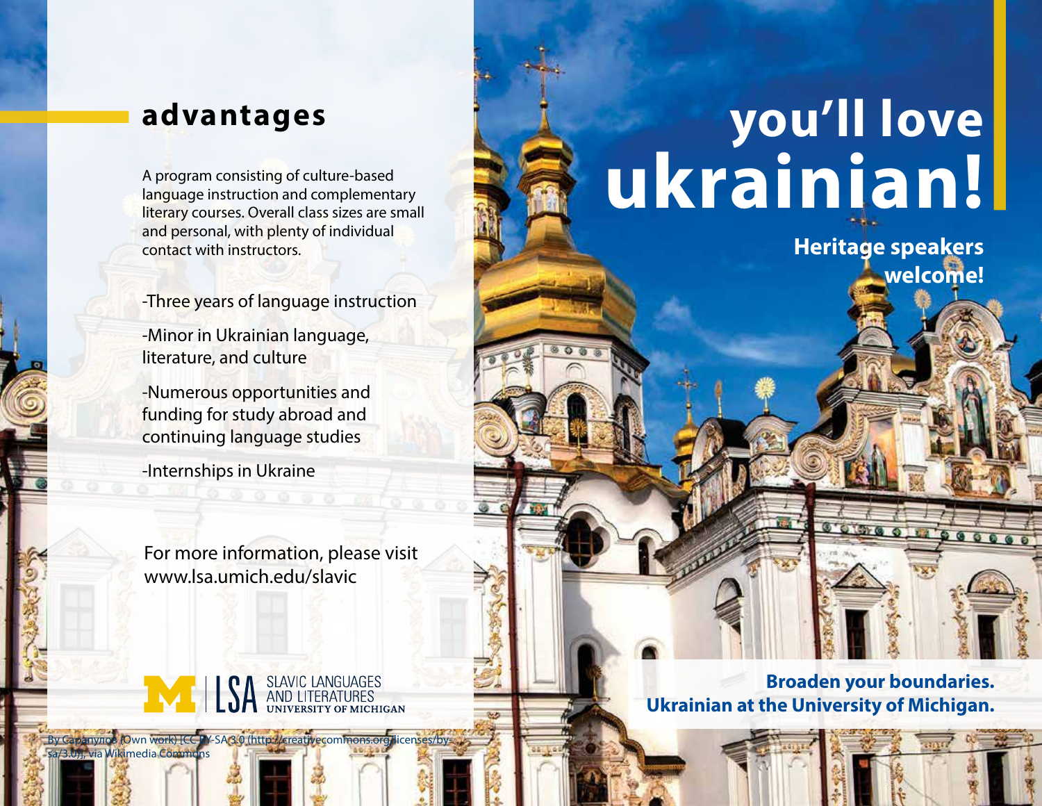## advantages

A program consisting of culture-based language instruction and complementary literary courses. Overall class sizes are small and personal, with plenty of individual contact with instructors.

-Three years of language instruction

-Minor in Ukrainian language, literature, and culture

-Numerous opportunities and funding for study abroad and continuing language studies

-Internships in Ukraine

For more information, please visit www.lsa.umich.edu/slavic

M | LSA SLAVIC LANGUAGES AND LITERATURES UNIVERSITY OF MICHIGAN

By Сарапулов (Own work) [CC BY-SA 3.0 (http://creativecommons.org/licenses/by-sa/3.0)], via Wikimedia Commons

# you'll love ukrainian!

**Heritage speakers welcome!**

**Broaden your boundaries. Ukrainian at the University of Michigan.**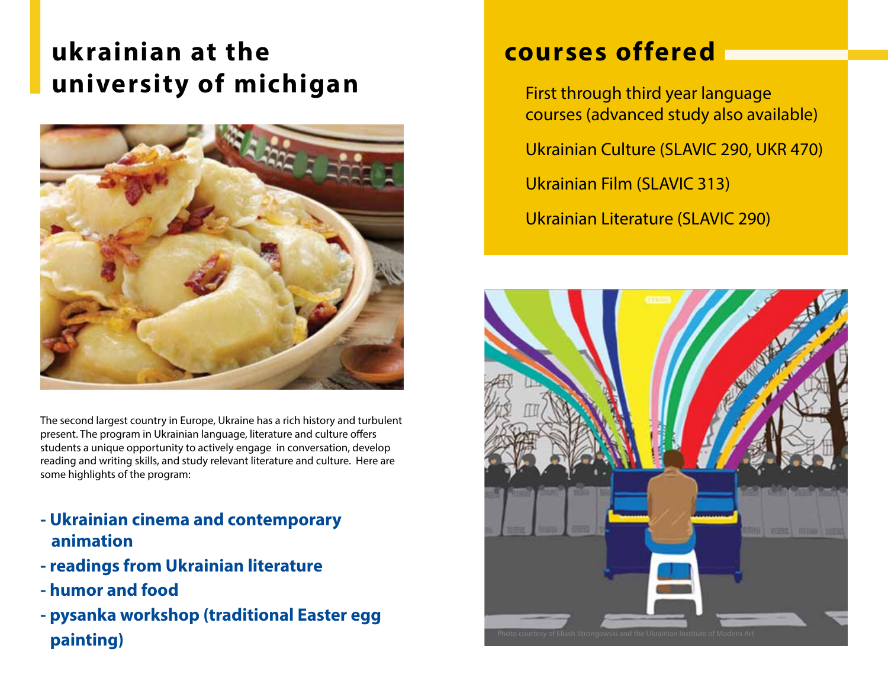# ukrainian at the university of michigan

The second largest country in Europe, Ukraine has a rich history and turbulent present. The program in Ukrainian language, literature and culture offers students a unique opportunity to actively engage in conversation, develop reading and writing skills, and study relevant literature and culture. Here are some highlights of the program:

- **Ukrainian cinema and contemporary animation**
- **readings from Ukrainian literature**
- **humor and food**
- **pysanka workshop (traditional Easter egg painting)**

## courses offered

First through third year language courses (advanced study also available)

Ukrainian Culture (SLAVIC 290, UKR 470)

Ukrainian Film (SLAVIC 313)

Ukrainian Literature (SLAVIC 290)

Photo courtesy of Eliash Strongowski and the Ukrainian Institute of Modern Art